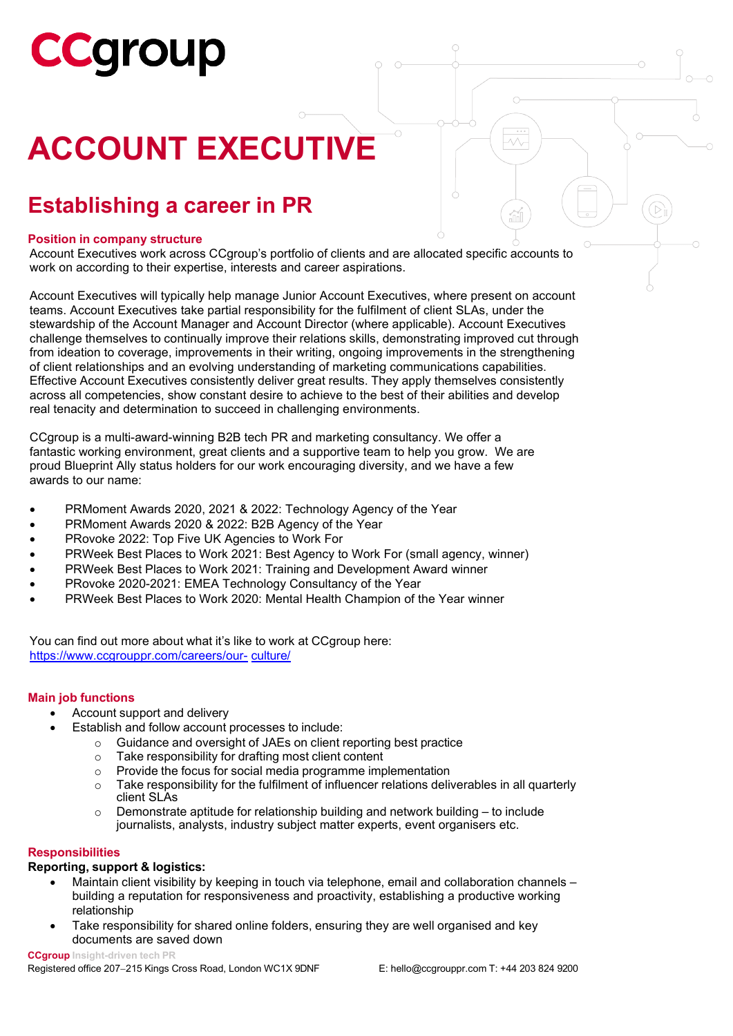# CCgroup

# ACCOUNT EXECUTIVE

## Establishing a career in PR

### Position in company structure

Account Executives work across CCgroup's portfolio of clients and are allocated specific accounts to work on according to their expertise, interests and career aspirations.

Account Executives will typically help manage Junior Account Executives, where present on account teams. Account Executives take partial responsibility for the fulfilment of client SLAs, under the stewardship of the Account Manager and Account Director (where applicable). Account Executives challenge themselves to continually improve their relations skills, demonstrating improved cut through from ideation to coverage, improvements in their writing, ongoing improvements in the strengthening of client relationships and an evolving understanding of marketing communications capabilities. Effective Account Executives consistently deliver great results. They apply themselves consistently across all competencies, show constant desire to achieve to the best of their abilities and develop real tenacity and determination to succeed in challenging environments.

CCgroup is a multi-award-winning B2B tech PR and marketing consultancy. We offer a fantastic working environment, great clients and a supportive team to help you grow. We are proud Blueprint Ally status holders for our work encouraging diversity, and we have a few awards to our name:

- PRMoment Awards 2020, 2021 & 2022: Technology Agency of the Year
- PRMoment Awards 2020 & 2022: B2B Agency of the Year
- PRovoke 2022: Top Five UK Agencies to Work For
- PRWeek Best Places to Work 2021: Best Agency to Work For (small agency, winner)
- PRWeek Best Places to Work 2021: Training and Development Award winner
- PRovoke 2020-2021: EMEA Technology Consultancy of the Year
- PRWeek Best Places to Work 2020: Mental Health Champion of the Year winner

You can find out more about what it's like to work at CCgroup here: https://www.ccgrouppr.com/careers/our-culture/

### Main job functions

- Account support and delivery
- Establish and follow account processes to include:
  - Guidance and oversight of JAEs on client reporting best practice
  - Take responsibility for drafting most client content
  - Provide the focus for social media programme implementation
  - Take responsibility for the fulfilment of influencer relations deliverables in all quarterly client SLAs
  - Demonstrate aptitude for relationship building and network building – to include journalists, analysts, industry subject matter experts, event organisers etc.

### Responsibilities

**Reporting, support & logistics:**

- Maintain client visibility by keeping in touch via telephone, email and collaboration channels – building a reputation for responsiveness and proactivity, establishing a productive working relationship
- Take responsibility for shared online folders, ensuring they are well organised and key documents are saved down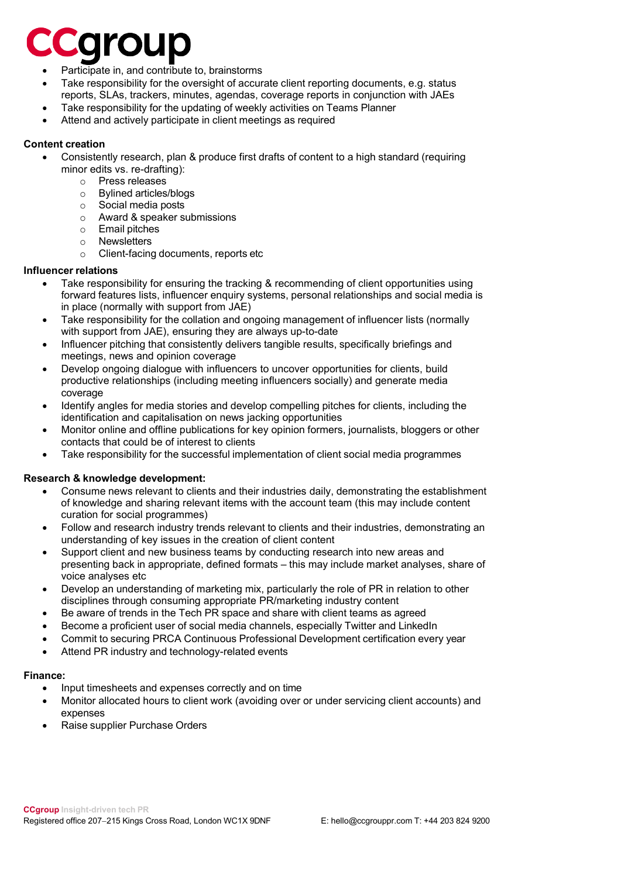- Participate in, and contribute to, brainstorms
- Take responsibility for the oversight of accurate client reporting documents, e.g. status reports, SLAs, trackers, minutes, agendas, coverage reports in conjunction with JAEs
- Take responsibility for the updating of weekly activities on Teams Planner
- Attend and actively participate in client meetings as required

**Content creation**

- Consistently research, plan & produce first drafts of content to a high standard (requiring minor edits vs. re-drafting):
    - Press releases
    - Bylined articles/blogs
    - Social media posts
    - Award & speaker submissions
    - Email pitches
    - Newsletters
    - Client-facing documents, reports etc

**Influencer relations**

- Take responsibility for ensuring the tracking & recommending of client opportunities using forward features lists, influencer enquiry systems, personal relationships and social media is in place (normally with support from JAE)
- Take responsibility for the collation and ongoing management of influencer lists (normally with support from JAE), ensuring they are always up-to-date
- Influencer pitching that consistently delivers tangible results, specifically briefings and meetings, news and opinion coverage
- Develop ongoing dialogue with influencers to uncover opportunities for clients, build productive relationships (including meeting influencers socially) and generate media coverage
- Identify angles for media stories and develop compelling pitches for clients, including the identification and capitalisation on news jacking opportunities
- Monitor online and offline publications for key opinion formers, journalists, bloggers or other contacts that could be of interest to clients
- Take responsibility for the successful implementation of client social media programmes

**Research & knowledge development:**

- Consume news relevant to clients and their industries daily, demonstrating the establishment of knowledge and sharing relevant items with the account team (this may include content curation for social programmes)
- Follow and research industry trends relevant to clients and their industries, demonstrating an understanding of key issues in the creation of client content
- Support client and new business teams by conducting research into new areas and presenting back in appropriate, defined formats – this may include market analyses, share of voice analyses etc
- Develop an understanding of marketing mix, particularly the role of PR in relation to other disciplines through consuming appropriate PR/marketing industry content
- Be aware of trends in the Tech PR space and share with client teams as agreed
- Become a proficient user of social media channels, especially Twitter and LinkedIn
- Commit to securing PRCA Continuous Professional Development certification every year
- Attend PR industry and technology-related events

**Finance:**

- Input timesheets and expenses correctly and on time
- Monitor allocated hours to client work (avoiding over or under servicing client accounts) and expenses
- Raise supplier Purchase Orders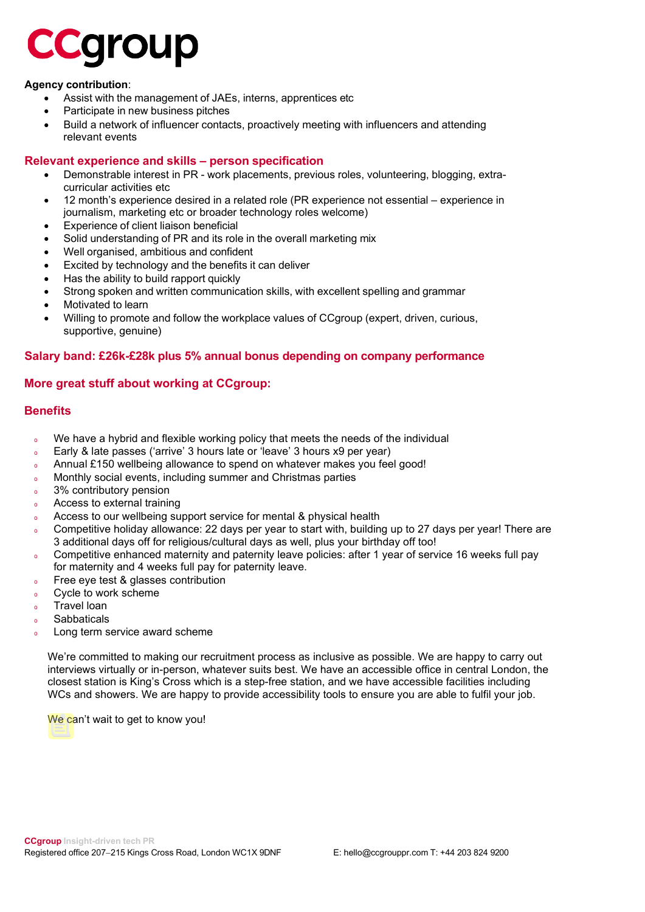**Agency contribution**:

- Assist with the management of JAEs, interns, apprentices etc
- Participate in new business pitches
- Build a network of influencer contacts, proactively meeting with influencers and attending relevant events

## Relevant experience and skills – person specification

- Demonstrable interest in PR - work placements, previous roles, volunteering, blogging, extra-curricular activities etc
- 12 month's experience desired in a related role (PR experience not essential – experience in journalism, marketing etc or broader technology roles welcome)
- Experience of client liaison beneficial
- Solid understanding of PR and its role in the overall marketing mix
- Well organised, ambitious and confident
- Excited by technology and the benefits it can deliver
- Has the ability to build rapport quickly
- Strong spoken and written communication skills, with excellent spelling and grammar
- Motivated to learn
- Willing to promote and follow the workplace values of CCgroup (expert, driven, curious, supportive, genuine)

## Salary band: £26k-£28k plus 5% annual bonus depending on company performance

## More great stuff about working at CCgroup:

## Benefits

- We have a hybrid and flexible working policy that meets the needs of the individual
- Early & late passes ('arrive' 3 hours late or 'leave' 3 hours x9 per year)
- Annual £150 wellbeing allowance to spend on whatever makes you feel good!
- Monthly social events, including summer and Christmas parties
- 3% contributory pension
- Access to external training
- Access to our wellbeing support service for mental & physical health
- Competitive holiday allowance: 22 days per year to start with, building up to 27 days per year! There are 3 additional days off for religious/cultural days as well, plus your birthday off too!
- Competitive enhanced maternity and paternity leave policies: after 1 year of service 16 weeks full pay for maternity and 4 weeks full pay for paternity leave.
- Free eye test & glasses contribution
- Cycle to work scheme
- Travel loan
- Sabbaticals
- Long term service award scheme

We're committed to making our recruitment process as inclusive as possible. We are happy to carry out interviews virtually or in-person, whatever suits best. We have an accessible office in central London, the closest station is King's Cross which is a step-free station, and we have accessible facilities including WCs and showers. We are happy to provide accessibility tools to ensure you are able to fulfil your job.

We can't wait to get to know you!